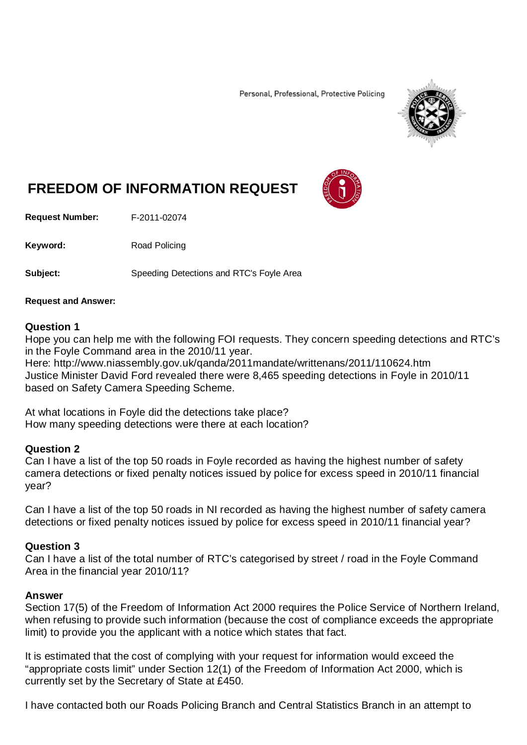Personal, Professional, Protective Policing

# FREEDOM OF INFORMATION REQUEST

**Request Number:** F-2011-02074

**Keyword:** Road Policing

**Subject:** Speeding Detections and RTC's Foyle Area

**Request and Answer:**

**Question 1**
Hope you can help me with the following FOI requests. They concern speeding detections and RTC's in the Foyle Command area in the 2010/11 year.
Here: http://www.niassembly.gov.uk/qanda/2011mandate/writtenans/2011/110624.htm
Justice Minister David Ford revealed there were 8,465 speeding detections in Foyle in 2010/11 based on Safety Camera Speeding Scheme.

At what locations in Foyle did the detections take place?
How many speeding detections were there at each location?

**Question 2**
Can I have a list of the top 50 roads in Foyle recorded as having the highest number of safety camera detections or fixed penalty notices issued by police for excess speed in 2010/11 financial year?

Can I have a list of the top 50 roads in NI recorded as having the highest number of safety camera detections or fixed penalty notices issued by police for excess speed in 2010/11 financial year?

**Question 3**
Can I have a list of the total number of RTC's categorised by street / road in the Foyle Command Area in the financial year 2010/11?

**Answer**
Section 17(5) of the Freedom of Information Act 2000 requires the Police Service of Northern Ireland, when refusing to provide such information (because the cost of compliance exceeds the appropriate limit) to provide you the applicant with a notice which states that fact.

It is estimated that the cost of complying with your request for information would exceed the "appropriate costs limit" under Section 12(1) of the Freedom of Information Act 2000, which is currently set by the Secretary of State at £450.

I have contacted both our Roads Policing Branch and Central Statistics Branch in an attempt to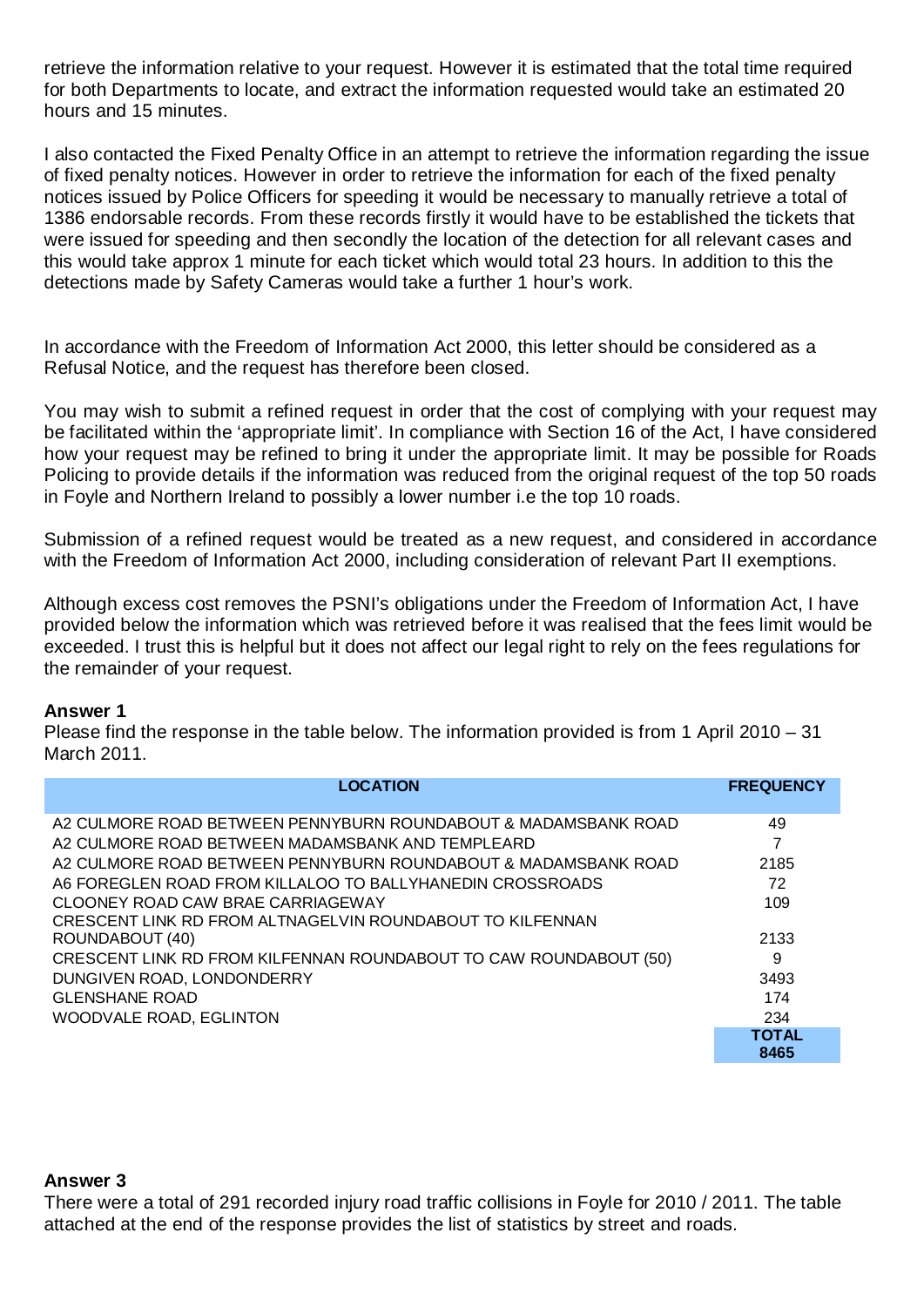retrieve the information relative to your request. However it is estimated that the total time required for both Departments to locate, and extract the information requested would take an estimated 20 hours and 15 minutes.

I also contacted the Fixed Penalty Office in an attempt to retrieve the information regarding the issue of fixed penalty notices. However in order to retrieve the information for each of the fixed penalty notices issued by Police Officers for speeding it would be necessary to manually retrieve a total of 1386 endorsable records. From these records firstly it would have to be established the tickets that were issued for speeding and then secondly the location of the detection for all relevant cases and this would take approx 1 minute for each ticket which would total 23 hours. In addition to this the detections made by Safety Cameras would take a further 1 hour's work.

In accordance with the Freedom of Information Act 2000, this letter should be considered as a Refusal Notice, and the request has therefore been closed.

You may wish to submit a refined request in order that the cost of complying with your request may be facilitated within the 'appropriate limit'. In compliance with Section 16 of the Act, I have considered how your request may be refined to bring it under the appropriate limit. It may be possible for Roads Policing to provide details if the information was reduced from the original request of the top 50 roads in Foyle and Northern Ireland to possibly a lower number i.e the top 10 roads.

Submission of a refined request would be treated as a new request, and considered in accordance with the Freedom of Information Act 2000, including consideration of relevant Part II exemptions.

Although excess cost removes the PSNI's obligations under the Freedom of Information Act, I have provided below the information which was retrieved before it was realised that the fees limit would be exceeded. I trust this is helpful but it does not affect our legal right to rely on the fees regulations for the remainder of your request.

**Answer 1**
Please find the response in the table below. The information provided is from 1 April 2010 – 31 March 2011.

| LOCATION | FREQUENCY |
|---|---|
| A2 CULMORE ROAD BETWEEN PENNYBURN ROUNDABOUT & MADAMSBANK ROAD | 49 |
| A2 CULMORE ROAD BETWEEN MADAMSBANK AND TEMPLEARD | 7 |
| A2 CULMORE ROAD BETWEEN PENNYBURN ROUNDABOUT & MADAMSBANK ROAD | 2185 |
| A6 FOREGLEN ROAD FROM KILLALOO TO BALLYHANEDIN CROSSROADS | 72 |
| CLOONEY ROAD CAW BRAE CARRIAGEWAY | 109 |
| CRESCENT LINK RD FROM ALTNAGELVIN ROUNDABOUT TO KILFENNAN ROUNDABOUT (40) | 2133 |
| CRESCENT LINK RD FROM KILFENNAN ROUNDABOUT TO CAW ROUNDABOUT (50) | 9 |
| DUNGIVEN ROAD, LONDONDERRY | 3493 |
| GLENSHANE ROAD | 174 |
| WOODVALE ROAD, EGLINTON | 234 |
| | **TOTAL 8465** |

**Answer 3**
There were a total of 291 recorded injury road traffic collisions in Foyle for 2010 / 2011. The table attached at the end of the response provides the list of statistics by street and roads.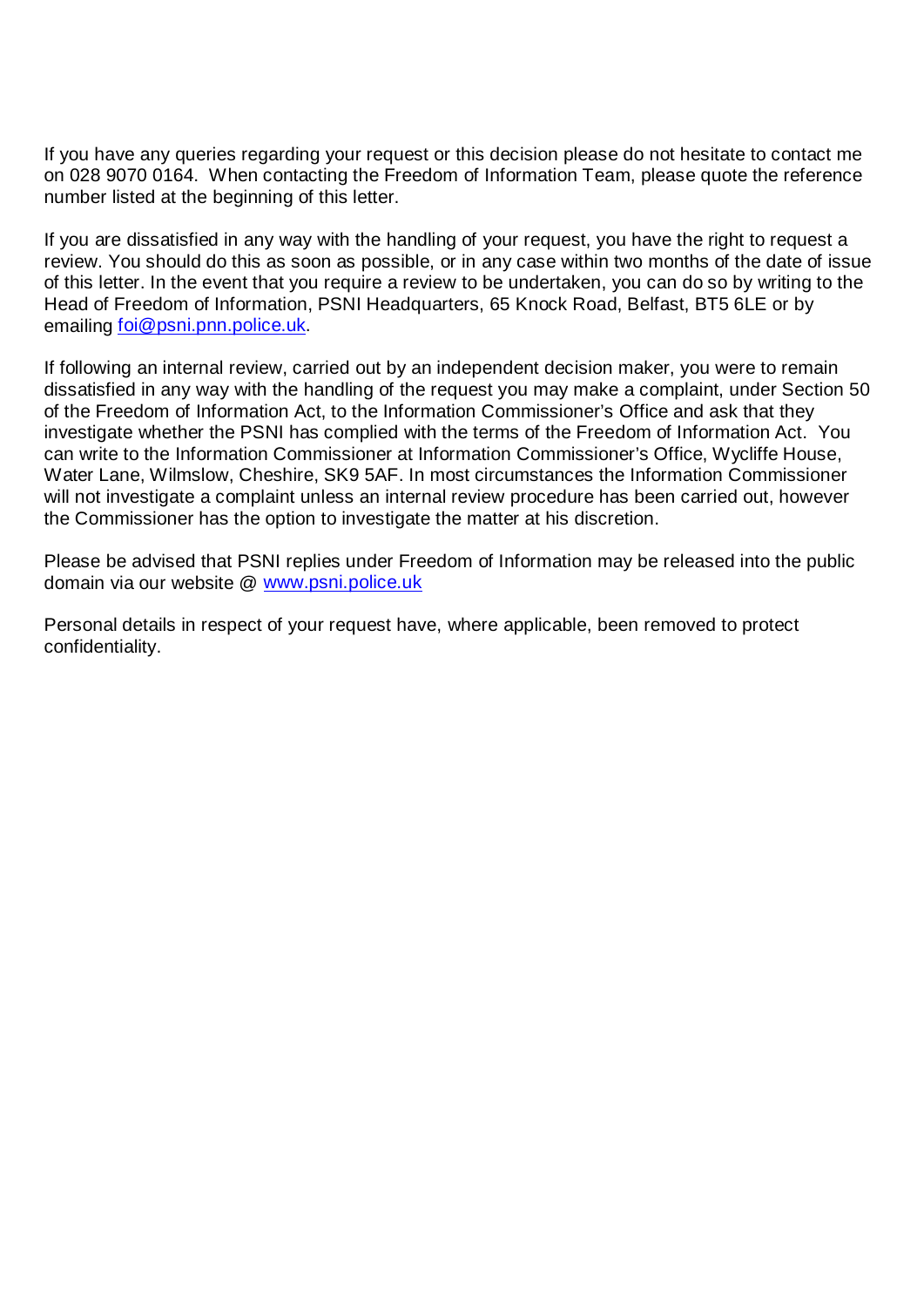If you have any queries regarding your request or this decision please do not hesitate to contact me on 028 9070 0164. When contacting the Freedom of Information Team, please quote the reference number listed at the beginning of this letter.

If you are dissatisfied in any way with the handling of your request, you have the right to request a review. You should do this as soon as possible, or in any case within two months of the date of issue of this letter. In the event that you require a review to be undertaken, you can do so by writing to the Head of Freedom of Information, PSNI Headquarters, 65 Knock Road, Belfast, BT5 6LE or by emailing [foi@psni.pnn.police.uk](mailto:foi@psni.pnn.police.uk).

If following an internal review, carried out by an independent decision maker, you were to remain dissatisfied in any way with the handling of the request you may make a complaint, under Section 50 of the Freedom of Information Act, to the Information Commissioner's Office and ask that they investigate whether the PSNI has complied with the terms of the Freedom of Information Act. You can write to the Information Commissioner at Information Commissioner's Office, Wycliffe House, Water Lane, Wilmslow, Cheshire, SK9 5AF. In most circumstances the Information Commissioner will not investigate a complaint unless an internal review procedure has been carried out, however the Commissioner has the option to investigate the matter at his discretion.

Please be advised that PSNI replies under Freedom of Information may be released into the public domain via our website @ [www.psni.police.uk](http://www.psni.police.uk)

Personal details in respect of your request have, where applicable, been removed to protect confidentiality.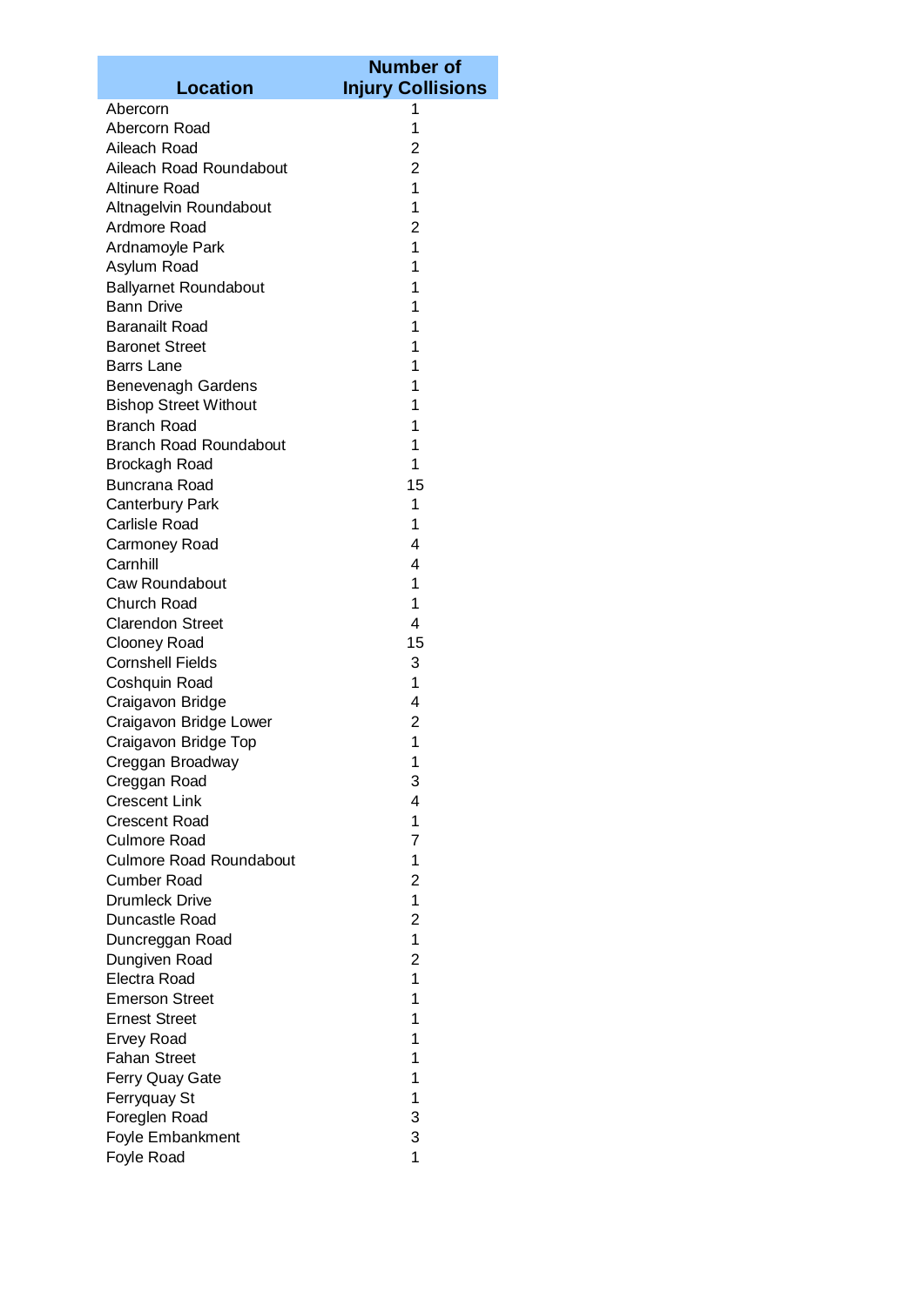| Location | Number of Injury Collisions |
|---|---|
| Abercorn | 1 |
| Abercorn Road | 1 |
| Aileach Road | 2 |
| Aileach Road Roundabout | 2 |
| Altinure Road | 1 |
| Altnagelvin Roundabout | 1 |
| Ardmore Road | 2 |
| Ardnamoyle Park | 1 |
| Asylum Road | 1 |
| Ballyarnet Roundabout | 1 |
| Bann Drive | 1 |
| Baranailt Road | 1 |
| Baronet Street | 1 |
| Barrs Lane | 1 |
| Benevenagh Gardens | 1 |
| Bishop Street Without | 1 |
| Branch Road | 1 |
| Branch Road Roundabout | 1 |
| Brockagh Road | 1 |
| Buncrana Road | 15 |
| Canterbury Park | 1 |
| Carlisle Road | 1 |
| Carmoney Road | 4 |
| Carnhill | 4 |
| Caw Roundabout | 1 |
| Church Road | 1 |
| Clarendon Street | 4 |
| Clooney Road | 15 |
| Cornshell Fields | 3 |
| Coshquin Road | 1 |
| Craigavon Bridge | 4 |
| Craigavon Bridge Lower | 2 |
| Craigavon Bridge Top | 1 |
| Creggan Broadway | 1 |
| Creggan Road | 3 |
| Crescent Link | 4 |
| Crescent Road | 1 |
| Culmore Road | 7 |
| Culmore Road Roundabout | 1 |
| Cumber Road | 2 |
| Drumleck Drive | 1 |
| Duncastle Road | 2 |
| Duncreggan Road | 1 |
| Dungiven Road | 2 |
| Electra Road | 1 |
| Emerson Street | 1 |
| Ernest Street | 1 |
| Ervey Road | 1 |
| Fahan Street | 1 |
| Ferry Quay Gate | 1 |
| Ferryquay St | 1 |
| Foreglen Road | 3 |
| Foyle Embankment | 3 |
| Foyle Road | 1 |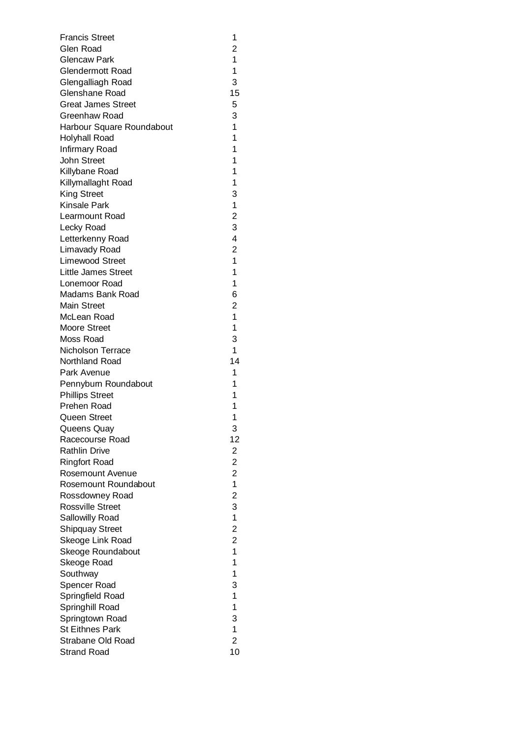| | |
|---|---|
| Francis Street | 1 |
| Glen Road | 2 |
| Glencaw Park | 1 |
| Glendermott Road | 1 |
| Glengalliagh Road | 3 |
| Glenshane Road | 15 |
| Great James Street | 5 |
| Greenhaw Road | 3 |
| Harbour Square Roundabout | 1 |
| Holyhall Road | 1 |
| Infirmary Road | 1 |
| John Street | 1 |
| Killybane Road | 1 |
| Killymallaght Road | 1 |
| King Street | 3 |
| Kinsale Park | 1 |
| Learmount Road | 2 |
| Lecky Road | 3 |
| Letterkenny Road | 4 |
| Limavady Road | 2 |
| Limewood Street | 1 |
| Little James Street | 1 |
| Lonemoor Road | 1 |
| Madams Bank Road | 6 |
| Main Street | 2 |
| McLean Road | 1 |
| Moore Street | 1 |
| Moss Road | 3 |
| Nicholson Terrace | 1 |
| Northland Road | 14 |
| Park Avenue | 1 |
| Pennyburn Roundabout | 1 |
| Phillips Street | 1 |
| Prehen Road | 1 |
| Queen Street | 1 |
| Queens Quay | 3 |
| Racecourse Road | 12 |
| Rathlin Drive | 2 |
| Ringfort Road | 2 |
| Rosemount Avenue | 2 |
| Rosemount Roundabout | 1 |
| Rossdowney Road | 2 |
| Rossville Street | 3 |
| Sallowilly Road | 1 |
| Shipquay Street | 2 |
| Skeoge Link Road | 2 |
| Skeoge Roundabout | 1 |
| Skeoge Road | 1 |
| Southway | 1 |
| Spencer Road | 3 |
| Springfield Road | 1 |
| Springhill Road | 1 |
| Springtown Road | 3 |
| St Eithnes Park | 1 |
| Strabane Old Road | 2 |
| Strand Road | 10 |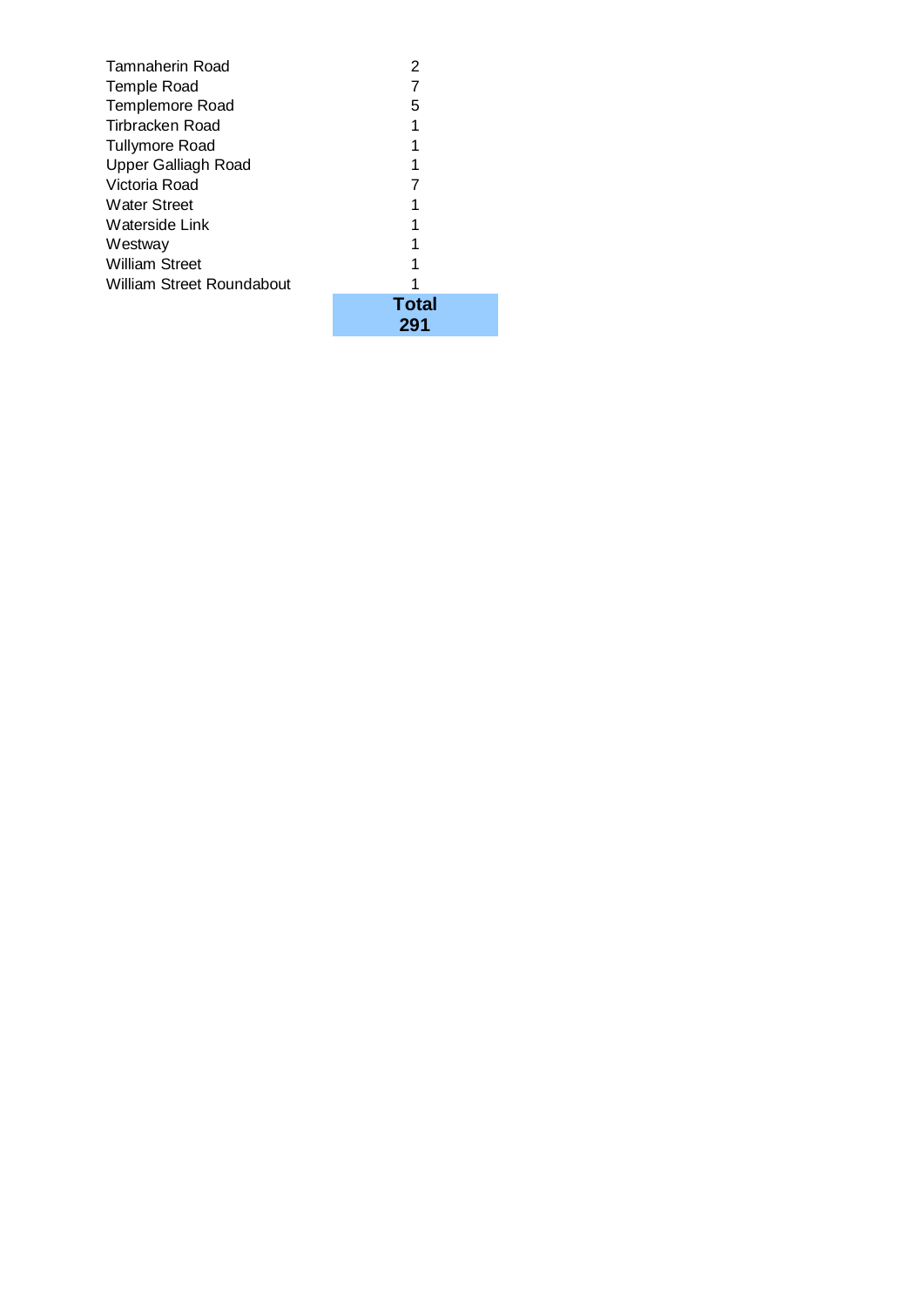| | |
|---|---|
| Tamnaherin Road | 2 |
| Temple Road | 7 |
| Templemore Road | 5 |
| Tirbracken Road | 1 |
| Tullymore Road | 1 |
| Upper Galliagh Road | 1 |
| Victoria Road | 7 |
| Water Street | 1 |
| Waterside Link | 1 |
| Westway | 1 |
| William Street | 1 |
| William Street Roundabout | 1 |
| | **Total** |
| | **291** |